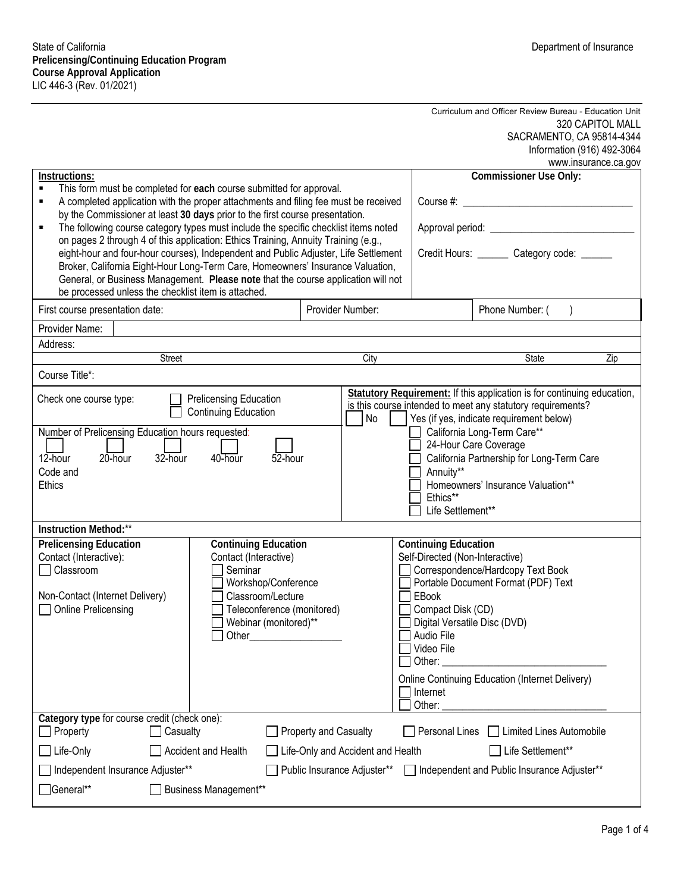State of California
**Prelicensing/Continuing Education Program**
**Course Approval Application**
LIC 446-3 (Rev. 01/2021)

Department of Insurance

Curriculum and Officer Review Bureau - Education Unit
320 CAPITOL MALL
SACRAMENTO, CA 95814-4344
Information (916) 492-3064
www.insurance.ca.gov

| **Instructions:** | **Commissioner Use Only:** |
|---|---|
| ▪ This form must be completed for **each** course submitted for approval.<br>▪ A completed application with the proper attachments and filing fee must be received by the Commissioner at least **30 days** prior to the first course presentation.<br>▪ The following course category types must include the specific checklist items noted on pages 2 through 4 of this application: Ethics Training, Annuity Training (e.g., eight-hour and four-hour courses), Independent and Public Adjuster, Life Settlement Broker, California Eight-Hour Long-Term Care, Homeowners' Insurance Valuation, General, or Business Management. **Please note** that the course application will not be processed unless the checklist item is attached. | Course #: ______________________<br><br>Approval period: ______________________<br><br>Credit Hours: ______ Category code: ______ |

| First course presentation date: | Provider Number: | Phone Number: ( ) |
|---|---|---|

Provider Name:

Address:

Street | City | State | Zip

Course Title*:

Check one course type:
- ☐ Prelicensing Education
- ☐ Continuing Education

Number of Prelicensing Education hours requested:
- ☐ 12-hour Code and Ethics
- ☐ 20-hour
- ☐ 32-hour
- ☐ 40-hour
- ☐ 52-hour

**Statutory Requirement:** If this application is for continuing education, is this course intended to meet any statutory requirements?
☐ No ☐ Yes (if yes, indicate requirement below)
- ☐ California Long-Term Care**
- ☐ 24-Hour Care Coverage
- ☐ California Partnership for Long-Term Care
- ☐ Annuity**
- ☐ Homeowners' Insurance Valuation**
- ☐ Ethics**
- ☐ Life Settlement**

**Instruction Method:****

| **Prelicensing Education** | **Continuing Education** | **Continuing Education** |
|---|---|---|
| Contact (Interactive):<br>☐ Classroom<br><br>Non-Contact (Internet Delivery)<br>☐ Online Prelicensing | Contact (Interactive)<br>☐ Seminar<br>☐ Workshop/Conference<br>☐ Classroom/Lecture<br>☐ Teleconference (monitored)<br>☐ Webinar (monitored)**<br>☐ Other__________________ | Self-Directed (Non-Interactive)<br>☐ Correspondence/Hardcopy Text Book<br>☐ Portable Document Format (PDF) Text<br>☐ EBook<br>☐ Compact Disk (CD)<br>☐ Digital Versatile Disc (DVD)<br>☐ Audio File<br>☐ Video File<br>☐ Other: __________________<br><br>Online Continuing Education (Internet Delivery)<br>☐ Internet<br>☐ Other: __________________ |

**Category type** for course credit (check one):
- ☐ Property ☐ Casualty ☐ Property and Casualty ☐ Personal Lines ☐ Limited Lines Automobile
- ☐ Life-Only ☐ Accident and Health ☐ Life-Only and Accident and Health ☐ Life Settlement**
- ☐ Independent Insurance Adjuster** ☐ Public Insurance Adjuster** ☐ Independent and Public Insurance Adjuster**
- ☐ General** ☐ Business Management**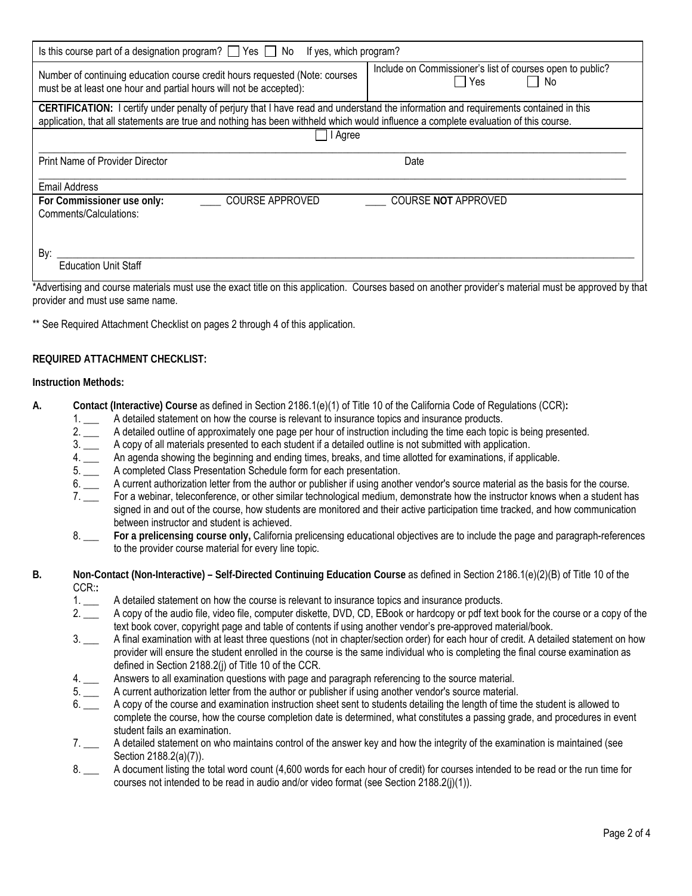| Is this course part of a designation program? ☐ Yes ☐ No If yes, which program? | |
|---|---|
| Number of continuing education course credit hours requested (Note: courses must be at least one hour and partial hours will not be accepted): | Include on Commissioner's list of courses open to public? ☐ Yes ☐ No |

**CERTIFICATION:** I certify under penalty of perjury that I have read and understand the information and requirements contained in this application, that all statements are true and nothing has been withheld which would influence a complete evaluation of this course.

☐ I Agree

______________________________________________________________________

Print Name of Provider Director Date

______________________________________________________________________

Email Address

**For Commissioner use only:** ____ COURSE APPROVED ____ COURSE **NOT** APPROVED

Comments/Calculations:

By: ______________________________________________________________________

Education Unit Staff

*Advertising and course materials must use the exact title on this application. Courses based on another provider's material must be approved by that provider and must use same name.

** See Required Attachment Checklist on pages 2 through 4 of this application.

**REQUIRED ATTACHMENT CHECKLIST:**

**Instruction Methods:**

**A. Contact (Interactive) Course** as defined in Section 2186.1(e)(1) of Title 10 of the California Code of Regulations (CCR)**:**

1. ___ A detailed statement on how the course is relevant to insurance topics and insurance products.
2. ___ A detailed outline of approximately one page per hour of instruction including the time each topic is being presented.
3. ___ A copy of all materials presented to each student if a detailed outline is not submitted with application.
4. ___ An agenda showing the beginning and ending times, breaks, and time allotted for examinations, if applicable.
5. ___ A completed Class Presentation Schedule form for each presentation.
6. ___ A current authorization letter from the author or publisher if using another vendor's source material as the basis for the course.
7. ___ For a webinar, teleconference, or other similar technological medium, demonstrate how the instructor knows when a student has signed in and out of the course, how students are monitored and their active participation time tracked, and how communication between instructor and student is achieved.
8. ___ **For a prelicensing course only,** California prelicensing educational objectives are to include the page and paragraph-references to the provider course material for every line topic.

**B. Non-Contact (Non-Interactive) – Self-Directed Continuing Education Course** as defined in Section 2186.1(e)(2)(B) of Title 10 of the CCR:**:**

1. ___ A detailed statement on how the course is relevant to insurance topics and insurance products.
2. ___ A copy of the audio file, video file, computer diskette, DVD, CD, EBook or hardcopy or pdf text book for the course or a copy of the text book cover, copyright page and table of contents if using another vendor's pre-approved material/book.
3. ___ A final examination with at least three questions (not in chapter/section order) for each hour of credit. A detailed statement on how provider will ensure the student enrolled in the course is the same individual who is completing the final course examination as defined in Section 2188.2(j) of Title 10 of the CCR.
4. ___ Answers to all examination questions with page and paragraph referencing to the source material.
5. ___ A current authorization letter from the author or publisher if using another vendor's source material.
6. ___ A copy of the course and examination instruction sheet sent to students detailing the length of time the student is allowed to complete the course, how the course completion date is determined, what constitutes a passing grade, and procedures in event student fails an examination.
7. ___ A detailed statement on who maintains control of the answer key and how the integrity of the examination is maintained (see Section 2188.2(a)(7)).
8. ___ A document listing the total word count (4,600 words for each hour of credit) for courses intended to be read or the run time for courses not intended to be read in audio and/or video format (see Section 2188.2(j)(1)).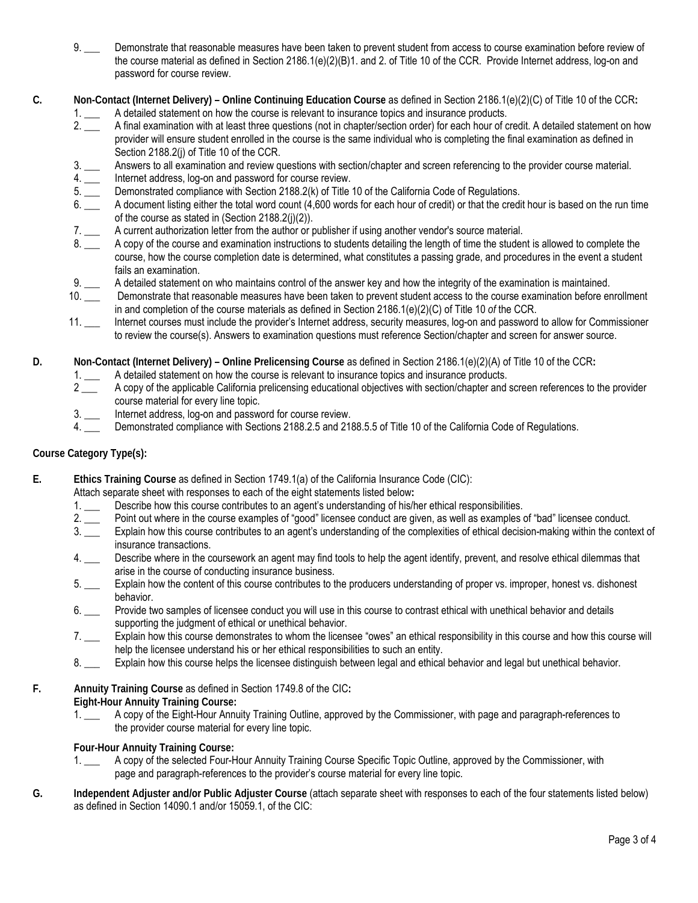9. ___ Demonstrate that reasonable measures have been taken to prevent student from access to course examination before review of the course material as defined in Section 2186.1(e)(2)(B)1. and 2. of Title 10 of the CCR. Provide Internet address, log-on and password for course review.

**C. Non-Contact (Internet Delivery) – Online Continuing Education Course** as defined in Section 2186.1(e)(2)(C) of Title 10 of the CCR**:**

1. ___ A detailed statement on how the course is relevant to insurance topics and insurance products.
2. ___ A final examination with at least three questions (not in chapter/section order) for each hour of credit. A detailed statement on how provider will ensure student enrolled in the course is the same individual who is completing the final examination as defined in Section 2188.2(j) of Title 10 of the CCR.
3. ___ Answers to all examination and review questions with section/chapter and screen referencing to the provider course material.
4. ___ Internet address, log-on and password for course review.
5. ___ Demonstrated compliance with Section 2188.2(k) of Title 10 of the California Code of Regulations.
6. ___ A document listing either the total word count (4,600 words for each hour of credit) or that the credit hour is based on the run time of the course as stated in (Section 2188.2(j)(2)).
7. ___ A current authorization letter from the author or publisher if using another vendor's source material.
8. ___ A copy of the course and examination instructions to students detailing the length of time the student is allowed to complete the course, how the course completion date is determined, what constitutes a passing grade, and procedures in the event a student fails an examination.
9. ___ A detailed statement on who maintains control of the answer key and how the integrity of the examination is maintained.
10. ___ Demonstrate that reasonable measures have been taken to prevent student access to the course examination before enrollment in and completion of the course materials as defined in Section 2186.1(e)(2)(C) of Title 10 *of* the CCR.
11. ___ Internet courses must include the provider's Internet address, security measures, log-on and password to allow for Commissioner to review the course(s). Answers to examination questions must reference Section/chapter and screen for answer source.

**D. Non-Contact (Internet Delivery) – Online Prelicensing Course** as defined in Section 2186.1(e)(2)(A) of Title 10 of the CCR**:**

1. ___ A detailed statement on how the course is relevant to insurance topics and insurance products.
2. ___ A copy of the applicable California prelicensing educational objectives with section/chapter and screen references to the provider course material for every line topic.
3. ___ Internet address, log-on and password for course review.
4. ___ Demonstrated compliance with Sections 2188.2.5 and 2188.5.5 of Title 10 of the California Code of Regulations.

**Course Category Type(s):**

**E. Ethics Training Course** as defined in Section 1749.1(a) of the California Insurance Code (CIC):

Attach separate sheet with responses to each of the eight statements listed below**:**

1. ___ Describe how this course contributes to an agent's understanding of his/her ethical responsibilities.
2. ___ Point out where in the course examples of "good" licensee conduct are given, as well as examples of "bad" licensee conduct.
3. ___ Explain how this course contributes to an agent's understanding of the complexities of ethical decision-making within the context of insurance transactions.
4. ___ Describe where in the coursework an agent may find tools to help the agent identify, prevent, and resolve ethical dilemmas that arise in the course of conducting insurance business.
5. ___ Explain how the content of this course contributes to the producers understanding of proper vs. improper, honest vs. dishonest behavior.
6. ___ Provide two samples of licensee conduct you will use in this course to contrast ethical with unethical behavior and details supporting the judgment of ethical or unethical behavior.
7. ___ Explain how this course demonstrates to whom the licensee "owes" an ethical responsibility in this course and how this course will help the licensee understand his or her ethical responsibilities to such an entity.
8. ___ Explain how this course helps the licensee distinguish between legal and ethical behavior and legal but unethical behavior.

**F. Annuity Training Course** as defined in Section 1749.8 of the CIC**:**

**Eight-Hour Annuity Training Course:**

1. ___ A copy of the Eight-Hour Annuity Training Outline, approved by the Commissioner, with page and paragraph-references to the provider course material for every line topic.

**Four-Hour Annuity Training Course:**

1. ___ A copy of the selected Four-Hour Annuity Training Course Specific Topic Outline, approved by the Commissioner, with page and paragraph-references to the provider's course material for every line topic.

**G. Independent Adjuster and/or Public Adjuster Course** (attach separate sheet with responses to each of the four statements listed below) as defined in Section 14090.1 and/or 15059.1, of the CIC: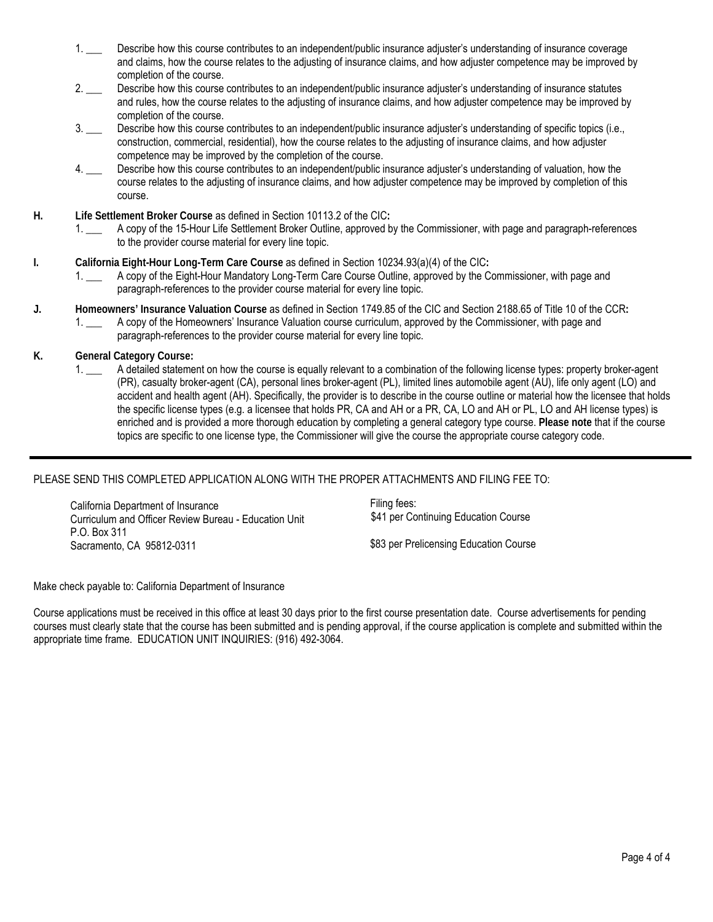1. ___ Describe how this course contributes to an independent/public insurance adjuster's understanding of insurance coverage and claims, how the course relates to the adjusting of insurance claims, and how adjuster competence may be improved by completion of the course.
2. ___ Describe how this course contributes to an independent/public insurance adjuster's understanding of insurance statutes and rules, how the course relates to the adjusting of insurance claims, and how adjuster competence may be improved by completion of the course.
3. ___ Describe how this course contributes to an independent/public insurance adjuster's understanding of specific topics (i.e., construction, commercial, residential), how the course relates to the adjusting of insurance claims, and how adjuster competence may be improved by the completion of the course.
4. ___ Describe how this course contributes to an independent/public insurance adjuster's understanding of valuation, how the course relates to the adjusting of insurance claims, and how adjuster competence may be improved by completion of this course.

**H. Life Settlement Broker Course** as defined in Section 10113.2 of the CIC**:**

1. ___ A copy of the 15-Hour Life Settlement Broker Outline, approved by the Commissioner, with page and paragraph-references to the provider course material for every line topic.

**I. California Eight-Hour Long-Term Care Course** as defined in Section 10234.93(a)(4) of the CIC**:**

1. ___ A copy of the Eight-Hour Mandatory Long-Term Care Course Outline, approved by the Commissioner, with page and paragraph-references to the provider course material for every line topic.

**J. Homeowners' Insurance Valuation Course** as defined in Section 1749.85 of the CIC and Section 2188.65 of Title 10 of the CCR**:**

1. ___ A copy of the Homeowners' Insurance Valuation course curriculum, approved by the Commissioner, with page and paragraph-references to the provider course material for every line topic.

**K. General Category Course:**

1. ___ A detailed statement on how the course is equally relevant to a combination of the following license types: property broker-agent (PR), casualty broker-agent (CA), personal lines broker-agent (PL), limited lines automobile agent (AU), life only agent (LO) and accident and health agent (AH). Specifically, the provider is to describe in the course outline or material how the licensee that holds the specific license types (e.g. a licensee that holds PR, CA and AH or a PR, CA, LO and AH or PL, LO and AH license types) is enriched and is provided a more thorough education by completing a general category type course. **Please note** that if the course topics are specific to one license type, the Commissioner will give the course the appropriate course category code.

---

PLEASE SEND THIS COMPLETED APPLICATION ALONG WITH THE PROPER ATTACHMENTS AND FILING FEE TO:

California Department of Insurance
Curriculum and Officer Review Bureau - Education Unit
P.O. Box 311
Sacramento, CA 95812-0311

Filing fees:
$41 per Continuing Education Course

$83 per Prelicensing Education Course

Make check payable to: California Department of Insurance

Course applications must be received in this office at least 30 days prior to the first course presentation date. Course advertisements for pending courses must clearly state that the course has been submitted and is pending approval, if the course application is complete and submitted within the appropriate time frame. EDUCATION UNIT INQUIRIES: (916) 492-3064.